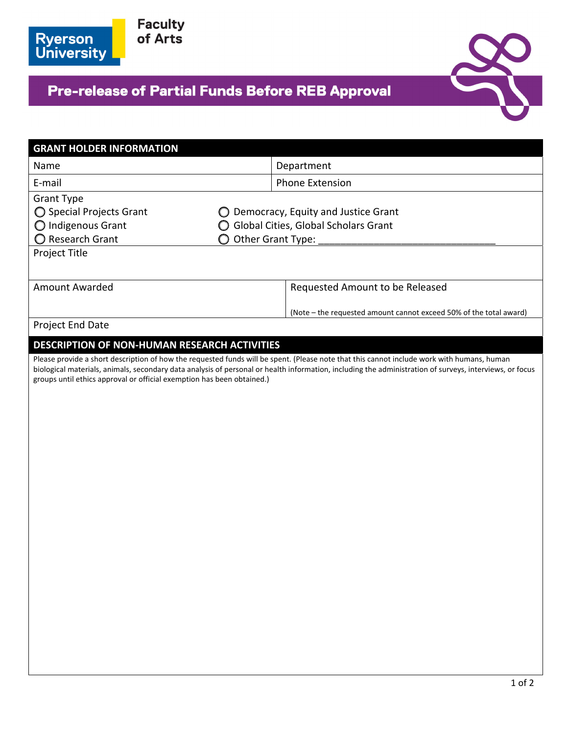Ryerson University

Faculty of Arts

# Pre-release of Partial Funds Before REB Approval

| GRANT HOLDER INFORMATION | |
|---|---|
| Name | Department |
| E-mail | Phone Extension |

Grant Type

- ◯ Special Projects Grant
- ◯ Indigenous Grant
- ◯ Research Grant
- ◯ Democracy, Equity and Justice Grant
- ◯ Global Cities, Global Scholars Grant
- ◯ Other Grant Type: ________________________________

Project Title

| Amount Awarded | Requested Amount to be Released<br><br>(Note – the requested amount cannot exceed 50% of the total award) |
|---|---|

Project End Date

## DESCRIPTION OF NON-HUMAN RESEARCH ACTIVITIES

Please provide a short description of how the requested funds will be spent. (Please note that this cannot include work with humans, human biological materials, animals, secondary data analysis of personal or health information, including the administration of surveys, interviews, or focus groups until ethics approval or official exemption has been obtained.)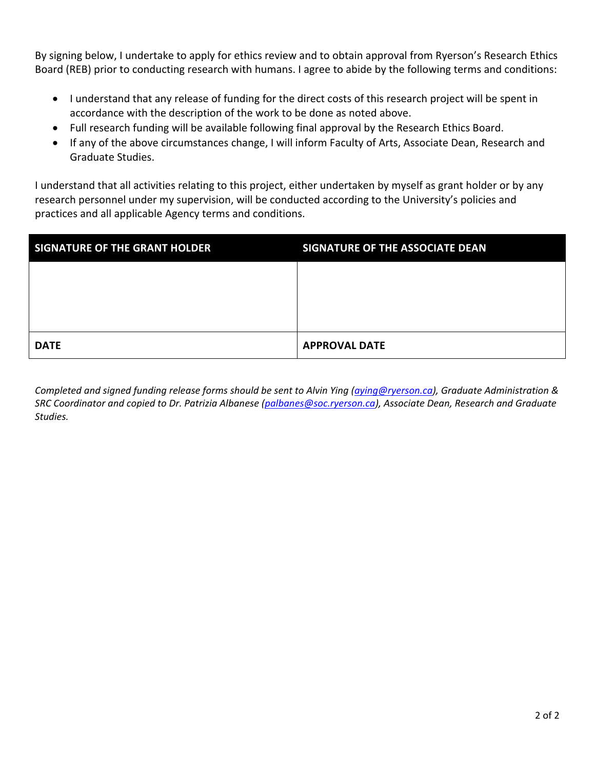By signing below, I undertake to apply for ethics review and to obtain approval from Ryerson's Research Ethics Board (REB) prior to conducting research with humans. I agree to abide by the following terms and conditions:

- I understand that any release of funding for the direct costs of this research project will be spent in accordance with the description of the work to be done as noted above.
- Full research funding will be available following final approval by the Research Ethics Board.
- If any of the above circumstances change, I will inform Faculty of Arts, Associate Dean, Research and Graduate Studies.

I understand that all activities relating to this project, either undertaken by myself as grant holder or by any research personnel under my supervision, will be conducted according to the University's policies and practices and all applicable Agency terms and conditions.

| SIGNATURE OF THE GRANT HOLDER | SIGNATURE OF THE ASSOCIATE DEAN |
|---|---|
| | |
| **DATE** | **APPROVAL DATE** |

*Completed and signed funding release forms should be sent to Alvin Ying (aying@ryerson.ca), Graduate Administration & SRC Coordinator and copied to Dr. Patrizia Albanese (palbanes@soc.ryerson.ca), Associate Dean, Research and Graduate Studies.*